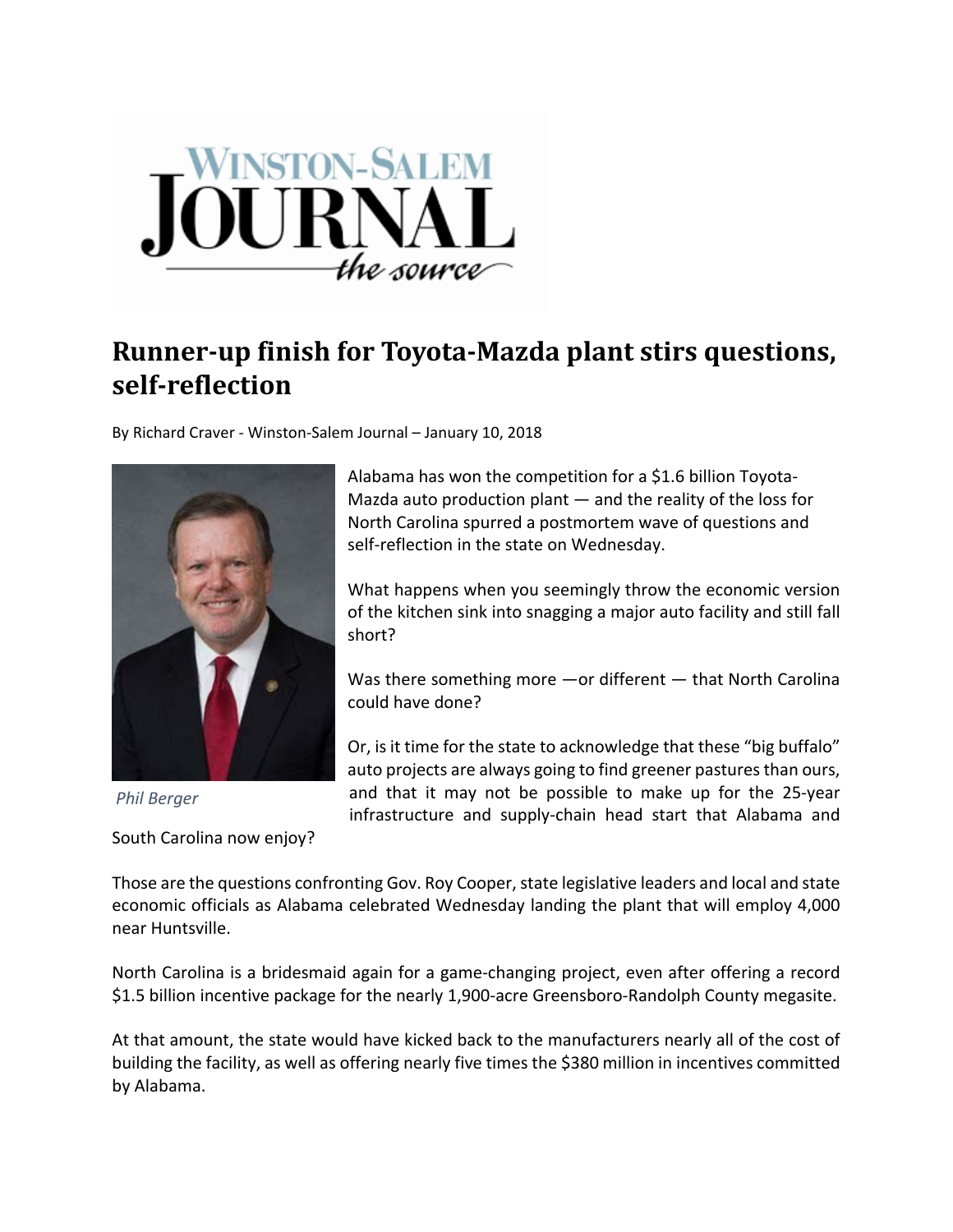# Runner-up finish for Toyota-Mazda plant stirs questions, self-reflection

By Richard Craver - Winston-Salem Journal – January 10, 2018

*Phil Berger*

Alabama has won the competition for a $1.6 billion Toyota-Mazda auto production plant — and the reality of the loss for North Carolina spurred a postmortem wave of questions and self-reflection in the state on Wednesday.

What happens when you seemingly throw the economic version of the kitchen sink into snagging a major auto facility and still fall short?

Was there something more —or different — that North Carolina could have done?

Or, is it time for the state to acknowledge that these "big buffalo" auto projects are always going to find greener pastures than ours, and that it may not be possible to make up for the 25-year infrastructure and supply-chain head start that Alabama and South Carolina now enjoy?

Those are the questions confronting Gov. Roy Cooper, state legislative leaders and local and state economic officials as Alabama celebrated Wednesday landing the plant that will employ 4,000 near Huntsville.

North Carolina is a bridesmaid again for a game-changing project, even after offering a record $1.5 billion incentive package for the nearly 1,900-acre Greensboro-Randolph County megasite.

At that amount, the state would have kicked back to the manufacturers nearly all of the cost of building the facility, as well as offering nearly five times the $380 million in incentives committed by Alabama.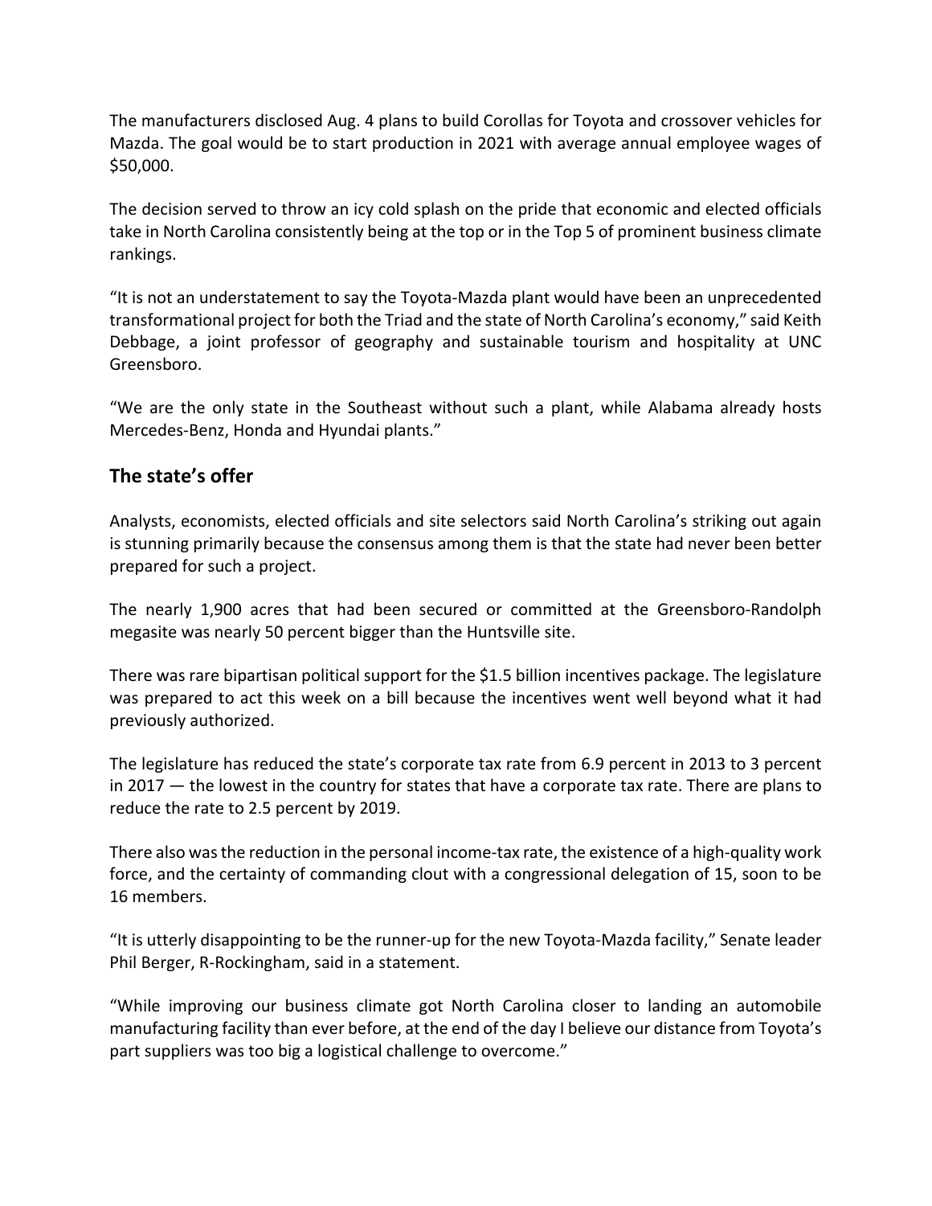The manufacturers disclosed Aug. 4 plans to build Corollas for Toyota and crossover vehicles for Mazda. The goal would be to start production in 2021 with average annual employee wages of $50,000.

The decision served to throw an icy cold splash on the pride that economic and elected officials take in North Carolina consistently being at the top or in the Top 5 of prominent business climate rankings.

"It is not an understatement to say the Toyota-Mazda plant would have been an unprecedented transformational project for both the Triad and the state of North Carolina's economy," said Keith Debbage, a joint professor of geography and sustainable tourism and hospitality at UNC Greensboro.

"We are the only state in the Southeast without such a plant, while Alabama already hosts Mercedes-Benz, Honda and Hyundai plants."

## The state's offer

Analysts, economists, elected officials and site selectors said North Carolina's striking out again is stunning primarily because the consensus among them is that the state had never been better prepared for such a project.

The nearly 1,900 acres that had been secured or committed at the Greensboro-Randolph megasite was nearly 50 percent bigger than the Huntsville site.

There was rare bipartisan political support for the $1.5 billion incentives package. The legislature was prepared to act this week on a bill because the incentives went well beyond what it had previously authorized.

The legislature has reduced the state's corporate tax rate from 6.9 percent in 2013 to 3 percent in 2017 — the lowest in the country for states that have a corporate tax rate. There are plans to reduce the rate to 2.5 percent by 2019.

There also was the reduction in the personal income-tax rate, the existence of a high-quality work force, and the certainty of commanding clout with a congressional delegation of 15, soon to be 16 members.

"It is utterly disappointing to be the runner-up for the new Toyota-Mazda facility," Senate leader Phil Berger, R-Rockingham, said in a statement.

"While improving our business climate got North Carolina closer to landing an automobile manufacturing facility than ever before, at the end of the day I believe our distance from Toyota's part suppliers was too big a logistical challenge to overcome."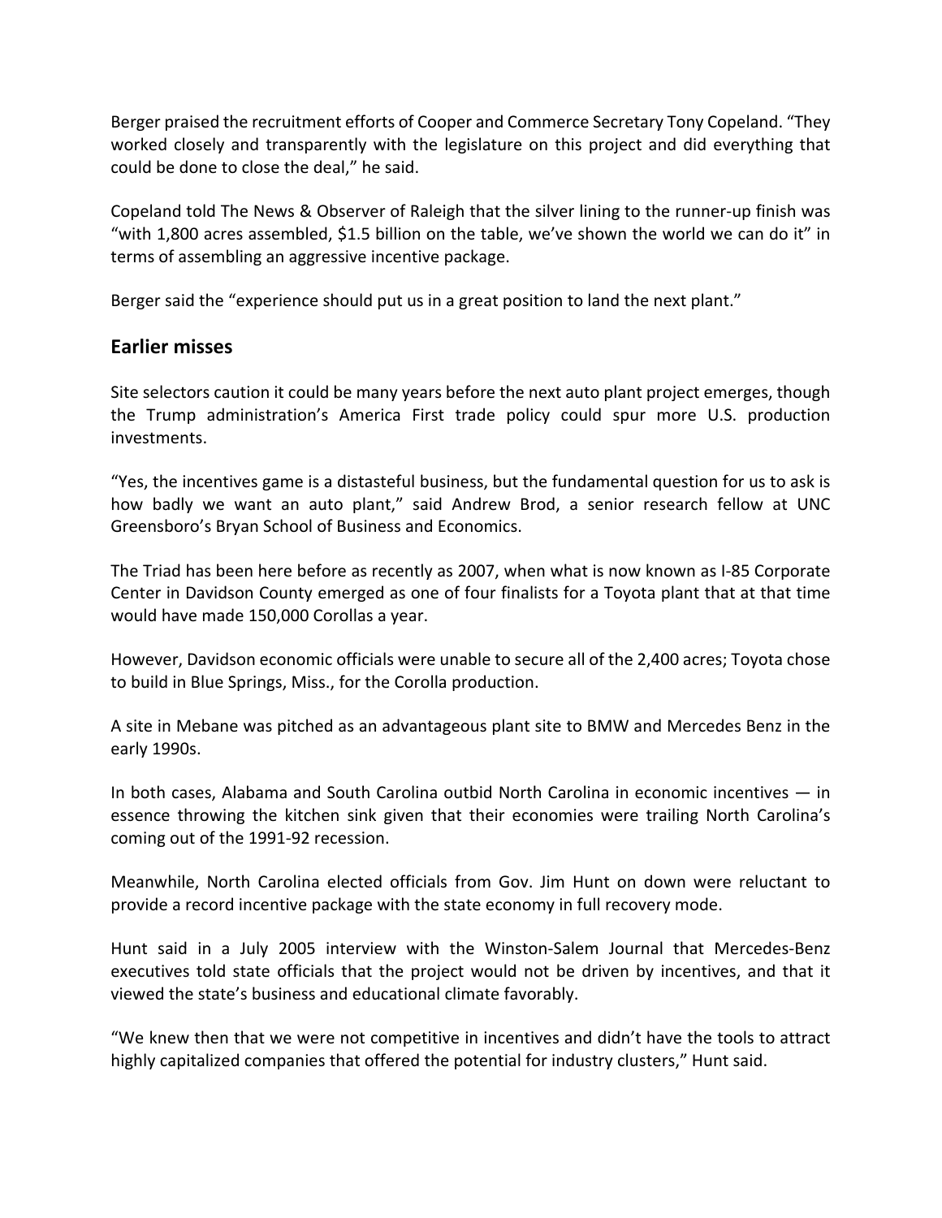Berger praised the recruitment efforts of Cooper and Commerce Secretary Tony Copeland. “They worked closely and transparently with the legislature on this project and did everything that could be done to close the deal,” he said.

Copeland told The News & Observer of Raleigh that the silver lining to the runner-up finish was “with 1,800 acres assembled, $1.5 billion on the table, we’ve shown the world we can do it” in terms of assembling an aggressive incentive package.

Berger said the “experience should put us in a great position to land the next plant.”

## Earlier misses

Site selectors caution it could be many years before the next auto plant project emerges, though the Trump administration’s America First trade policy could spur more U.S. production investments.

“Yes, the incentives game is a distasteful business, but the fundamental question for us to ask is how badly we want an auto plant,” said Andrew Brod, a senior research fellow at UNC Greensboro’s Bryan School of Business and Economics.

The Triad has been here before as recently as 2007, when what is now known as I-85 Corporate Center in Davidson County emerged as one of four finalists for a Toyota plant that at that time would have made 150,000 Corollas a year.

However, Davidson economic officials were unable to secure all of the 2,400 acres; Toyota chose to build in Blue Springs, Miss., for the Corolla production.

A site in Mebane was pitched as an advantageous plant site to BMW and Mercedes Benz in the early 1990s.

In both cases, Alabama and South Carolina outbid North Carolina in economic incentives — in essence throwing the kitchen sink given that their economies were trailing North Carolina’s coming out of the 1991-92 recession.

Meanwhile, North Carolina elected officials from Gov. Jim Hunt on down were reluctant to provide a record incentive package with the state economy in full recovery mode.

Hunt said in a July 2005 interview with the Winston-Salem Journal that Mercedes-Benz executives told state officials that the project would not be driven by incentives, and that it viewed the state’s business and educational climate favorably.

“We knew then that we were not competitive in incentives and didn’t have the tools to attract highly capitalized companies that offered the potential for industry clusters,” Hunt said.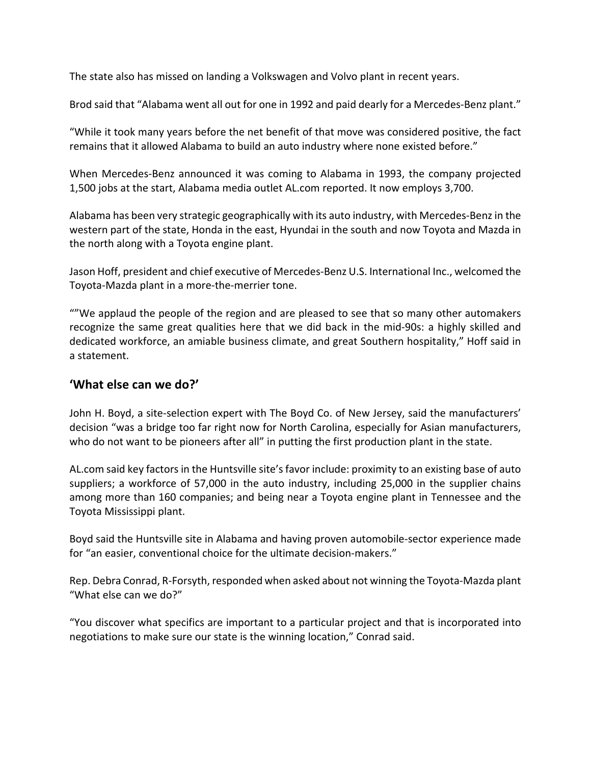The state also has missed on landing a Volkswagen and Volvo plant in recent years.

Brod said that "Alabama went all out for one in 1992 and paid dearly for a Mercedes-Benz plant."

"While it took many years before the net benefit of that move was considered positive, the fact remains that it allowed Alabama to build an auto industry where none existed before."

When Mercedes-Benz announced it was coming to Alabama in 1993, the company projected 1,500 jobs at the start, Alabama media outlet AL.com reported. It now employs 3,700.

Alabama has been very strategic geographically with its auto industry, with Mercedes-Benz in the western part of the state, Honda in the east, Hyundai in the south and now Toyota and Mazda in the north along with a Toyota engine plant.

Jason Hoff, president and chief executive of Mercedes-Benz U.S. International Inc., welcomed the Toyota-Mazda plant in a more-the-merrier tone.

""We applaud the people of the region and are pleased to see that so many other automakers recognize the same great qualities here that we did back in the mid-90s: a highly skilled and dedicated workforce, an amiable business climate, and great Southern hospitality," Hoff said in a statement.

## 'What else can we do?'

John H. Boyd, a site-selection expert with The Boyd Co. of New Jersey, said the manufacturers' decision "was a bridge too far right now for North Carolina, especially for Asian manufacturers, who do not want to be pioneers after all" in putting the first production plant in the state.

AL.com said key factors in the Huntsville site's favor include: proximity to an existing base of auto suppliers; a workforce of 57,000 in the auto industry, including 25,000 in the supplier chains among more than 160 companies; and being near a Toyota engine plant in Tennessee and the Toyota Mississippi plant.

Boyd said the Huntsville site in Alabama and having proven automobile-sector experience made for "an easier, conventional choice for the ultimate decision-makers."

Rep. Debra Conrad, R-Forsyth, responded when asked about not winning the Toyota-Mazda plant "What else can we do?"

"You discover what specifics are important to a particular project and that is incorporated into negotiations to make sure our state is the winning location," Conrad said.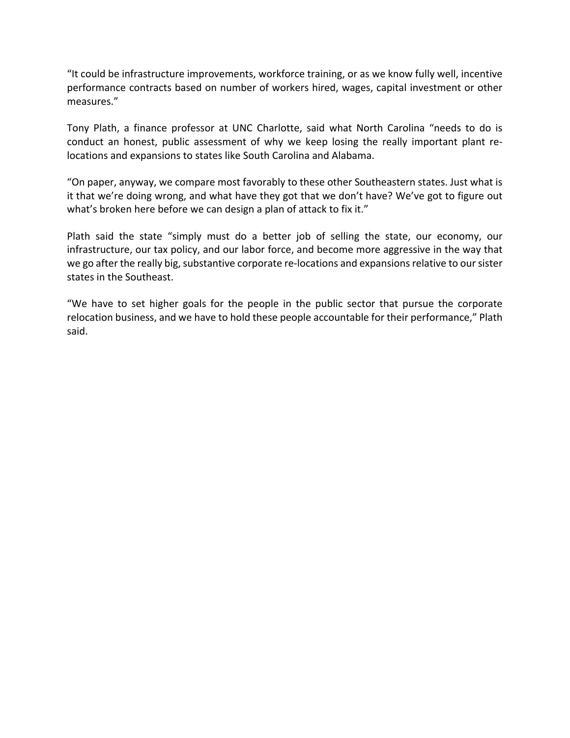"It could be infrastructure improvements, workforce training, or as we know fully well, incentive performance contracts based on number of workers hired, wages, capital investment or other measures."

Tony Plath, a finance professor at UNC Charlotte, said what North Carolina "needs to do is conduct an honest, public assessment of why we keep losing the really important plant re-locations and expansions to states like South Carolina and Alabama.

"On paper, anyway, we compare most favorably to these other Southeastern states. Just what is it that we're doing wrong, and what have they got that we don't have? We've got to figure out what's broken here before we can design a plan of attack to fix it."

Plath said the state "simply must do a better job of selling the state, our economy, our infrastructure, our tax policy, and our labor force, and become more aggressive in the way that we go after the really big, substantive corporate re-locations and expansions relative to our sister states in the Southeast.

"We have to set higher goals for the people in the public sector that pursue the corporate relocation business, and we have to hold these people accountable for their performance," Plath said.